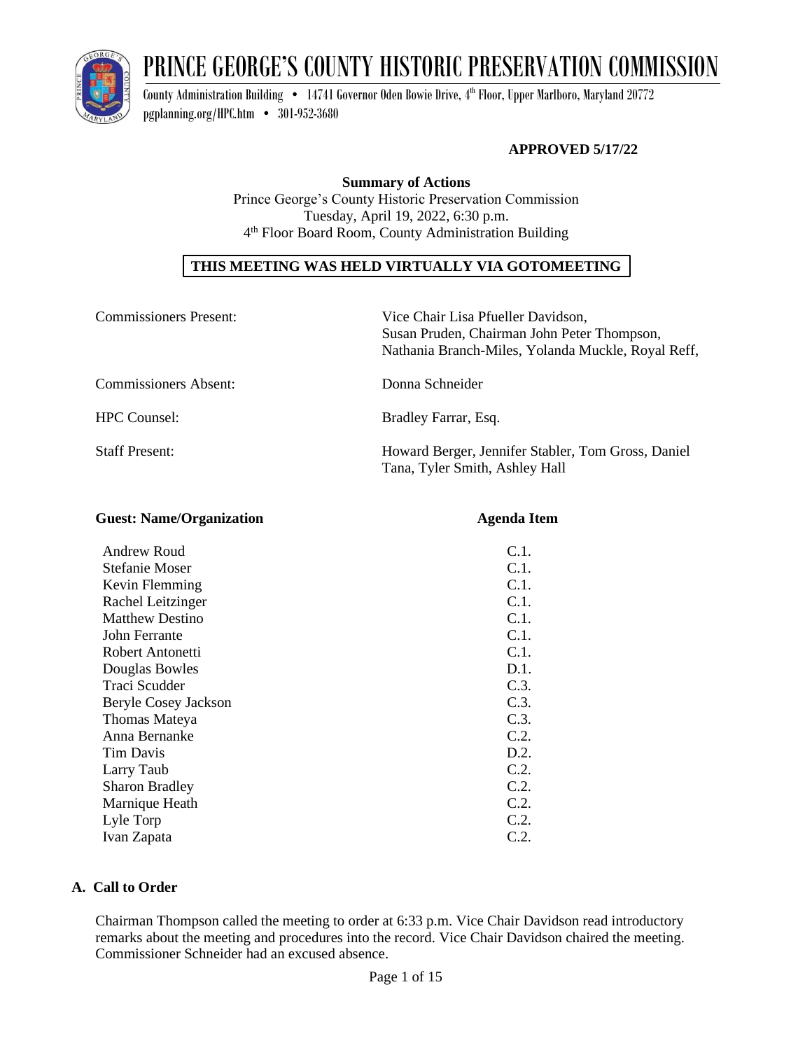# PRINCE GEORGE'S COUNTY HISTORIC PRESERVATION COMMISSION

County Administration Building • 14741 Governor Oden Bowie Drive, 4th Floor, Upper Marlboro, Maryland 20772
pgplanning.org/HPC.htm • 301-952-3680

**APPROVED 5/17/22**

**Summary of Actions**
Prince George's County Historic Preservation Commission
Tuesday, April 19, 2022, 6:30 p.m.
4th Floor Board Room, County Administration Building

**THIS MEETING WAS HELD VIRTUALLY VIA GOTOMEETING**

| | |
|---|---|
| Commissioners Present: | Vice Chair Lisa Pfueller Davidson, Susan Pruden, Chairman John Peter Thompson, Nathania Branch-Miles, Yolanda Muckle, Royal Reff, |
| Commissioners Absent: | Donna Schneider |
| HPC Counsel: | Bradley Farrar, Esq. |
| Staff Present: | Howard Berger, Jennifer Stabler, Tom Gross, Daniel Tana, Tyler Smith, Ashley Hall |

| Guest: Name/Organization | Agenda Item |
|---|---|
| Andrew Roud | C.1. |
| Stefanie Moser | C.1. |
| Kevin Flemming | C.1. |
| Rachel Leitzinger | C.1. |
| Matthew Destino | C.1. |
| John Ferrante | C.1. |
| Robert Antonetti | C.1. |
| Douglas Bowles | D.1. |
| Traci Scudder | C.3. |
| Beryle Cosey Jackson | C.3. |
| Thomas Mateya | C.3. |
| Anna Bernanke | C.2. |
| Tim Davis | D.2. |
| Larry Taub | C.2. |
| Sharon Bradley | C.2. |
| Marnique Heath | C.2. |
| Lyle Torp | C.2. |
| Ivan Zapata | C.2. |

## A. Call to Order

Chairman Thompson called the meeting to order at 6:33 p.m. Vice Chair Davidson read introductory remarks about the meeting and procedures into the record. Vice Chair Davidson chaired the meeting. Commissioner Schneider had an excused absence.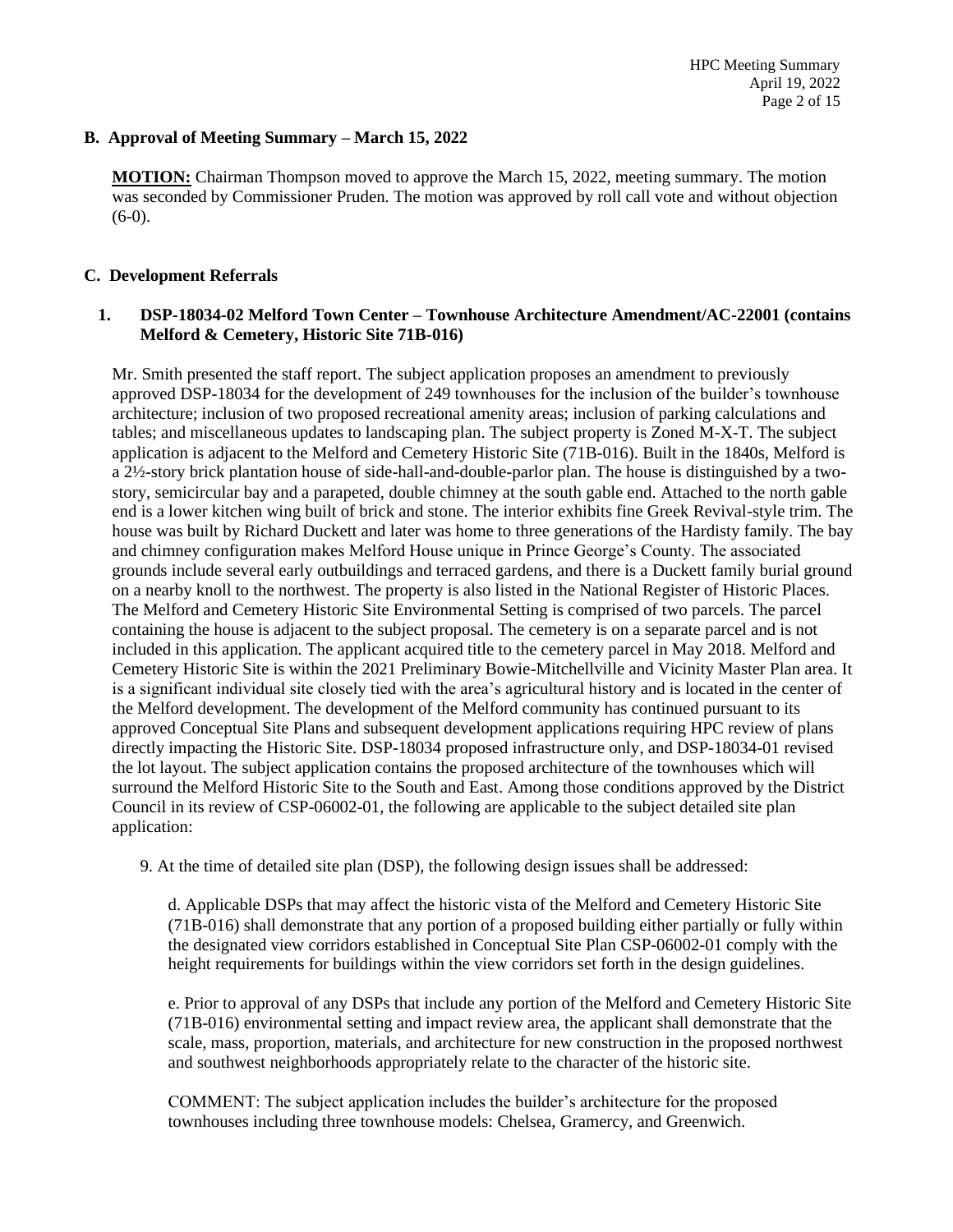## B. Approval of Meeting Summary – March 15, 2022

**MOTION:** Chairman Thompson moved to approve the March 15, 2022, meeting summary. The motion was seconded by Commissioner Pruden. The motion was approved by roll call vote and without objection (6-0).

## C. Development Referrals

### 1. DSP-18034-02 Melford Town Center – Townhouse Architecture Amendment/AC-22001 (contains Melford & Cemetery, Historic Site 71B-016)

Mr. Smith presented the staff report. The subject application proposes an amendment to previously approved DSP-18034 for the development of 249 townhouses for the inclusion of the builder's townhouse architecture; inclusion of two proposed recreational amenity areas; inclusion of parking calculations and tables; and miscellaneous updates to landscaping plan. The subject property is Zoned M-X-T. The subject application is adjacent to the Melford and Cemetery Historic Site (71B-016). Built in the 1840s, Melford is a 2½-story brick plantation house of side-hall-and-double-parlor plan. The house is distinguished by a two-story, semicircular bay and a parapeted, double chimney at the south gable end. Attached to the north gable end is a lower kitchen wing built of brick and stone. The interior exhibits fine Greek Revival-style trim. The house was built by Richard Duckett and later was home to three generations of the Hardisty family. The bay and chimney configuration makes Melford House unique in Prince George's County. The associated grounds include several early outbuildings and terraced gardens, and there is a Duckett family burial ground on a nearby knoll to the northwest. The property is also listed in the National Register of Historic Places. The Melford and Cemetery Historic Site Environmental Setting is comprised of two parcels. The parcel containing the house is adjacent to the subject proposal. The cemetery is on a separate parcel and is not included in this application. The applicant acquired title to the cemetery parcel in May 2018. Melford and Cemetery Historic Site is within the 2021 Preliminary Bowie-Mitchellville and Vicinity Master Plan area. It is a significant individual site closely tied with the area's agricultural history and is located in the center of the Melford development. The development of the Melford community has continued pursuant to its approved Conceptual Site Plans and subsequent development applications requiring HPC review of plans directly impacting the Historic Site. DSP-18034 proposed infrastructure only, and DSP-18034-01 revised the lot layout. The subject application contains the proposed architecture of the townhouses which will surround the Melford Historic Site to the South and East. Among those conditions approved by the District Council in its review of CSP-06002-01, the following are applicable to the subject detailed site plan application:

9. At the time of detailed site plan (DSP), the following design issues shall be addressed:

   d. Applicable DSPs that may affect the historic vista of the Melford and Cemetery Historic Site (71B-016) shall demonstrate that any portion of a proposed building either partially or fully within the designated view corridors established in Conceptual Site Plan CSP-06002-01 comply with the height requirements for buildings within the view corridors set forth in the design guidelines.

   e. Prior to approval of any DSPs that include any portion of the Melford and Cemetery Historic Site (71B-016) environmental setting and impact review area, the applicant shall demonstrate that the scale, mass, proportion, materials, and architecture for new construction in the proposed northwest and southwest neighborhoods appropriately relate to the character of the historic site.

   COMMENT: The subject application includes the builder's architecture for the proposed townhouses including three townhouse models: Chelsea, Gramercy, and Greenwich.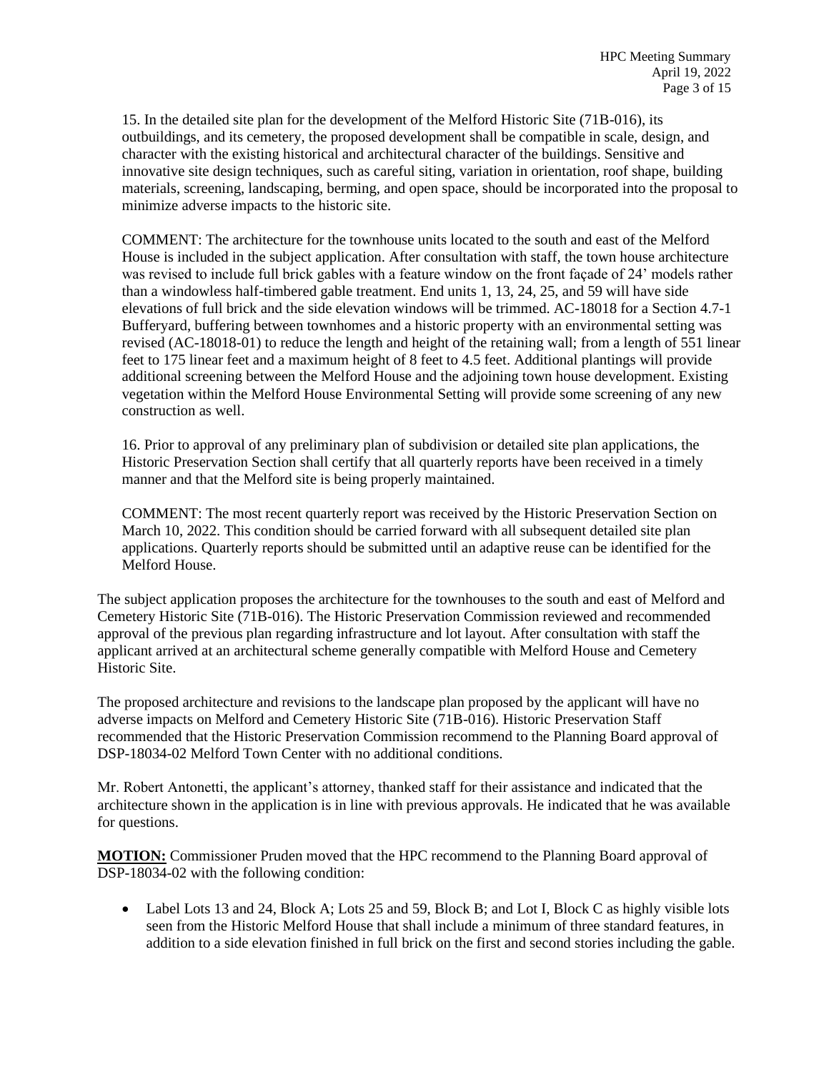15. In the detailed site plan for the development of the Melford Historic Site (71B-016), its outbuildings, and its cemetery, the proposed development shall be compatible in scale, design, and character with the existing historical and architectural character of the buildings. Sensitive and innovative site design techniques, such as careful siting, variation in orientation, roof shape, building materials, screening, landscaping, berming, and open space, should be incorporated into the proposal to minimize adverse impacts to the historic site.

COMMENT: The architecture for the townhouse units located to the south and east of the Melford House is included in the subject application. After consultation with staff, the town house architecture was revised to include full brick gables with a feature window on the front façade of 24' models rather than a windowless half-timbered gable treatment. End units 1, 13, 24, 25, and 59 will have side elevations of full brick and the side elevation windows will be trimmed. AC-18018 for a Section 4.7-1 Bufferyard, buffering between townhomes and a historic property with an environmental setting was revised (AC-18018-01) to reduce the length and height of the retaining wall; from a length of 551 linear feet to 175 linear feet and a maximum height of 8 feet to 4.5 feet. Additional plantings will provide additional screening between the Melford House and the adjoining town house development. Existing vegetation within the Melford House Environmental Setting will provide some screening of any new construction as well.

16. Prior to approval of any preliminary plan of subdivision or detailed site plan applications, the Historic Preservation Section shall certify that all quarterly reports have been received in a timely manner and that the Melford site is being properly maintained.

COMMENT: The most recent quarterly report was received by the Historic Preservation Section on March 10, 2022. This condition should be carried forward with all subsequent detailed site plan applications. Quarterly reports should be submitted until an adaptive reuse can be identified for the Melford House.

The subject application proposes the architecture for the townhouses to the south and east of Melford and Cemetery Historic Site (71B-016). The Historic Preservation Commission reviewed and recommended approval of the previous plan regarding infrastructure and lot layout. After consultation with staff the applicant arrived at an architectural scheme generally compatible with Melford House and Cemetery Historic Site.

The proposed architecture and revisions to the landscape plan proposed by the applicant will have no adverse impacts on Melford and Cemetery Historic Site (71B-016). Historic Preservation Staff recommended that the Historic Preservation Commission recommend to the Planning Board approval of DSP-18034-02 Melford Town Center with no additional conditions.

Mr. Robert Antonetti, the applicant's attorney, thanked staff for their assistance and indicated that the architecture shown in the application is in line with previous approvals. He indicated that he was available for questions.

**MOTION:** Commissioner Pruden moved that the HPC recommend to the Planning Board approval of DSP-18034-02 with the following condition:

- Label Lots 13 and 24, Block A; Lots 25 and 59, Block B; and Lot I, Block C as highly visible lots seen from the Historic Melford House that shall include a minimum of three standard features, in addition to a side elevation finished in full brick on the first and second stories including the gable.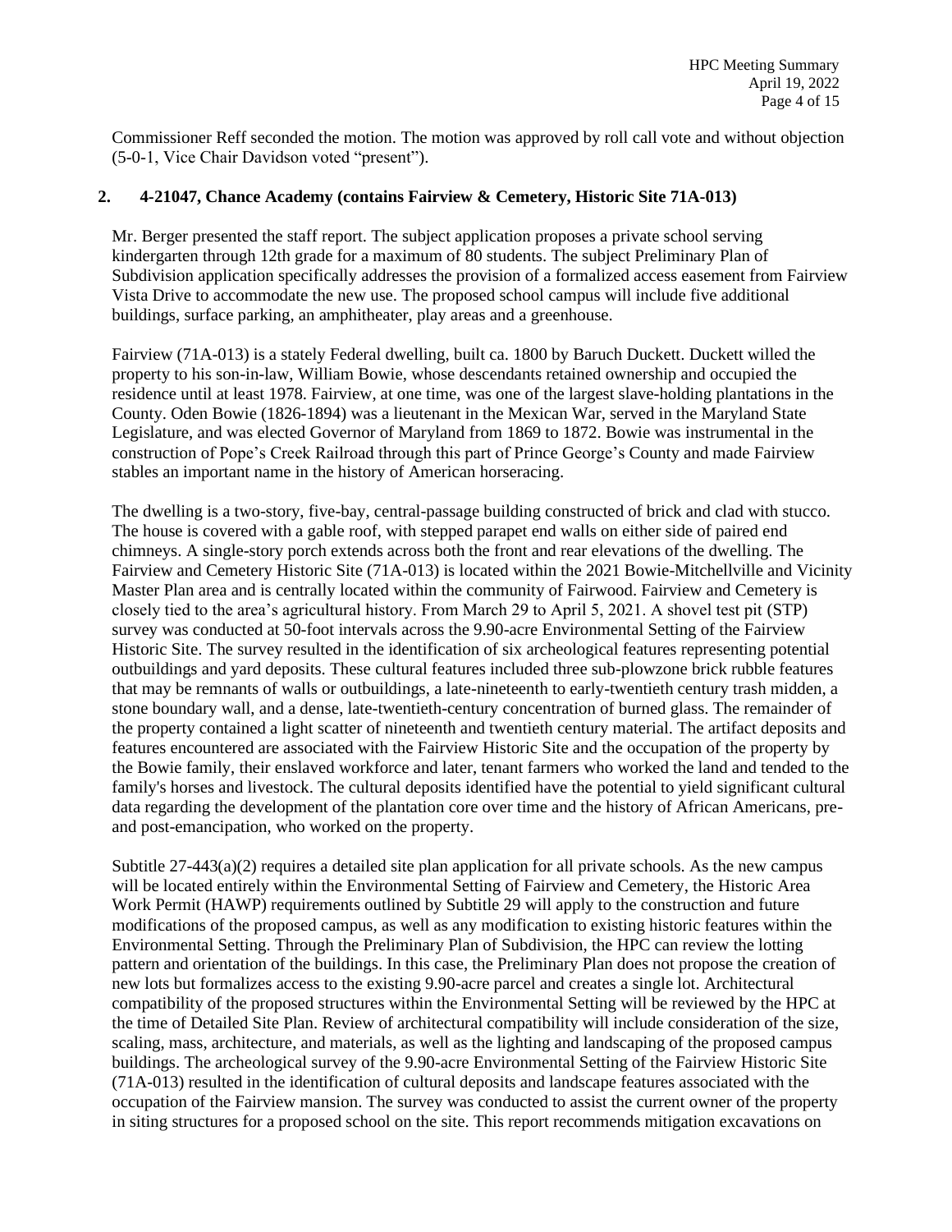Commissioner Reff seconded the motion. The motion was approved by roll call vote and without objection (5-0-1, Vice Chair Davidson voted "present").

**2. 4-21047, Chance Academy (contains Fairview & Cemetery, Historic Site 71A-013)**

Mr. Berger presented the staff report. The subject application proposes a private school serving kindergarten through 12th grade for a maximum of 80 students. The subject Preliminary Plan of Subdivision application specifically addresses the provision of a formalized access easement from Fairview Vista Drive to accommodate the new use. The proposed school campus will include five additional buildings, surface parking, an amphitheater, play areas and a greenhouse.

Fairview (71A-013) is a stately Federal dwelling, built ca. 1800 by Baruch Duckett. Duckett willed the property to his son-in-law, William Bowie, whose descendants retained ownership and occupied the residence until at least 1978. Fairview, at one time, was one of the largest slave-holding plantations in the County. Oden Bowie (1826-1894) was a lieutenant in the Mexican War, served in the Maryland State Legislature, and was elected Governor of Maryland from 1869 to 1872. Bowie was instrumental in the construction of Pope's Creek Railroad through this part of Prince George's County and made Fairview stables an important name in the history of American horseracing.

The dwelling is a two-story, five-bay, central-passage building constructed of brick and clad with stucco. The house is covered with a gable roof, with stepped parapet end walls on either side of paired end chimneys. A single-story porch extends across both the front and rear elevations of the dwelling. The Fairview and Cemetery Historic Site (71A-013) is located within the 2021 Bowie-Mitchellville and Vicinity Master Plan area and is centrally located within the community of Fairwood. Fairview and Cemetery is closely tied to the area's agricultural history. From March 29 to April 5, 2021. A shovel test pit (STP) survey was conducted at 50-foot intervals across the 9.90-acre Environmental Setting of the Fairview Historic Site. The survey resulted in the identification of six archeological features representing potential outbuildings and yard deposits. These cultural features included three sub-plowzone brick rubble features that may be remnants of walls or outbuildings, a late-nineteenth to early-twentieth century trash midden, a stone boundary wall, and a dense, late-twentieth-century concentration of burned glass. The remainder of the property contained a light scatter of nineteenth and twentieth century material. The artifact deposits and features encountered are associated with the Fairview Historic Site and the occupation of the property by the Bowie family, their enslaved workforce and later, tenant farmers who worked the land and tended to the family's horses and livestock. The cultural deposits identified have the potential to yield significant cultural data regarding the development of the plantation core over time and the history of African Americans, pre- and post-emancipation, who worked on the property.

Subtitle 27-443(a)(2) requires a detailed site plan application for all private schools. As the new campus will be located entirely within the Environmental Setting of Fairview and Cemetery, the Historic Area Work Permit (HAWP) requirements outlined by Subtitle 29 will apply to the construction and future modifications of the proposed campus, as well as any modification to existing historic features within the Environmental Setting. Through the Preliminary Plan of Subdivision, the HPC can review the lotting pattern and orientation of the buildings. In this case, the Preliminary Plan does not propose the creation of new lots but formalizes access to the existing 9.90-acre parcel and creates a single lot. Architectural compatibility of the proposed structures within the Environmental Setting will be reviewed by the HPC at the time of Detailed Site Plan. Review of architectural compatibility will include consideration of the size, scaling, mass, architecture, and materials, as well as the lighting and landscaping of the proposed campus buildings. The archeological survey of the 9.90-acre Environmental Setting of the Fairview Historic Site (71A-013) resulted in the identification of cultural deposits and landscape features associated with the occupation of the Fairview mansion. The survey was conducted to assist the current owner of the property in siting structures for a proposed school on the site. This report recommends mitigation excavations on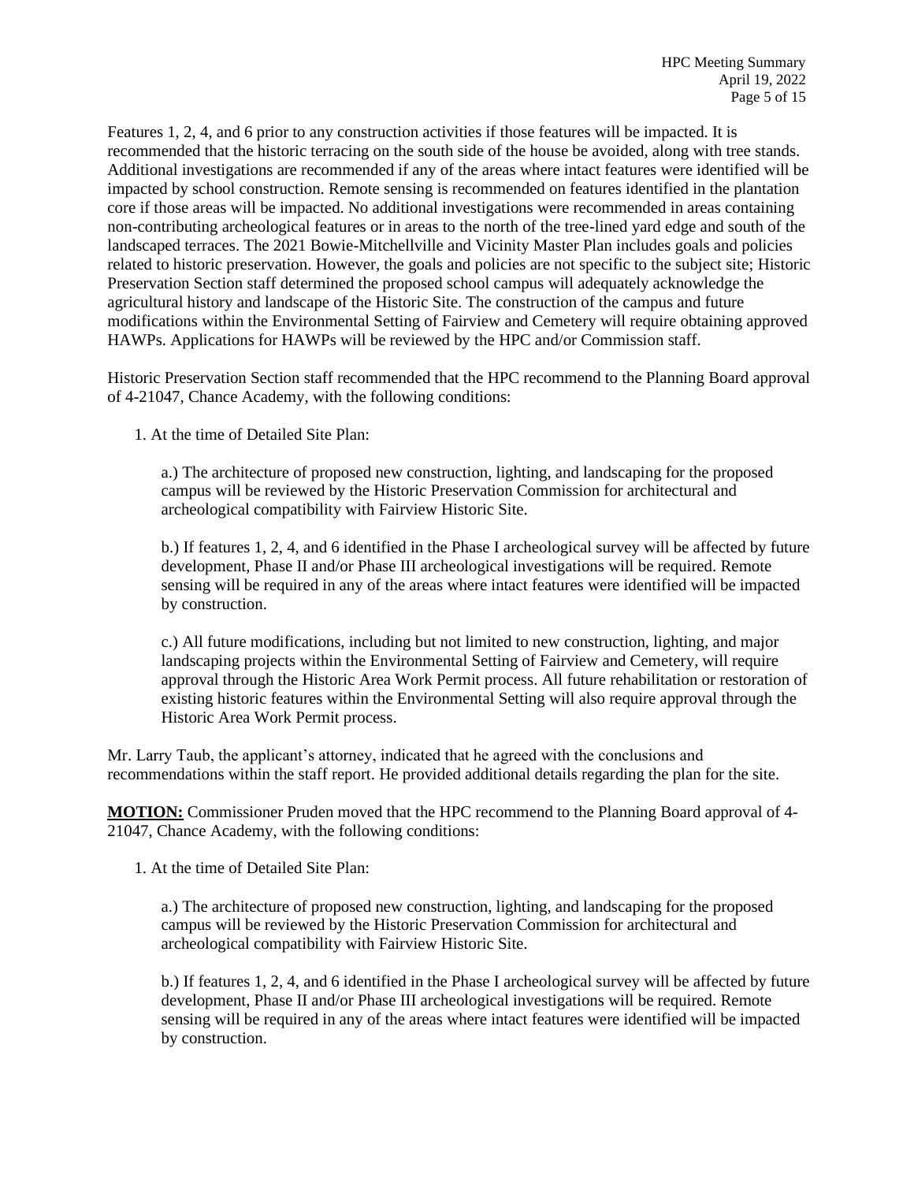Features 1, 2, 4, and 6 prior to any construction activities if those features will be impacted. It is recommended that the historic terracing on the south side of the house be avoided, along with tree stands. Additional investigations are recommended if any of the areas where intact features were identified will be impacted by school construction. Remote sensing is recommended on features identified in the plantation core if those areas will be impacted. No additional investigations were recommended in areas containing non-contributing archeological features or in areas to the north of the tree-lined yard edge and south of the landscaped terraces. The 2021 Bowie-Mitchellville and Vicinity Master Plan includes goals and policies related to historic preservation. However, the goals and policies are not specific to the subject site; Historic Preservation Section staff determined the proposed school campus will adequately acknowledge the agricultural history and landscape of the Historic Site. The construction of the campus and future modifications within the Environmental Setting of Fairview and Cemetery will require obtaining approved HAWPs. Applications for HAWPs will be reviewed by the HPC and/or Commission staff.

Historic Preservation Section staff recommended that the HPC recommend to the Planning Board approval of 4-21047, Chance Academy, with the following conditions:

1. At the time of Detailed Site Plan:

   a.) The architecture of proposed new construction, lighting, and landscaping for the proposed campus will be reviewed by the Historic Preservation Commission for architectural and archeological compatibility with Fairview Historic Site.

   b.) If features 1, 2, 4, and 6 identified in the Phase I archeological survey will be affected by future development, Phase II and/or Phase III archeological investigations will be required. Remote sensing will be required in any of the areas where intact features were identified will be impacted by construction.

   c.) All future modifications, including but not limited to new construction, lighting, and major landscaping projects within the Environmental Setting of Fairview and Cemetery, will require approval through the Historic Area Work Permit process. All future rehabilitation or restoration of existing historic features within the Environmental Setting will also require approval through the Historic Area Work Permit process.

Mr. Larry Taub, the applicant's attorney, indicated that he agreed with the conclusions and recommendations within the staff report. He provided additional details regarding the plan for the site.

**MOTION:** Commissioner Pruden moved that the HPC recommend to the Planning Board approval of 4-21047, Chance Academy, with the following conditions:

1. At the time of Detailed Site Plan:

   a.) The architecture of proposed new construction, lighting, and landscaping for the proposed campus will be reviewed by the Historic Preservation Commission for architectural and archeological compatibility with Fairview Historic Site.

   b.) If features 1, 2, 4, and 6 identified in the Phase I archeological survey will be affected by future development, Phase II and/or Phase III archeological investigations will be required. Remote sensing will be required in any of the areas where intact features were identified will be impacted by construction.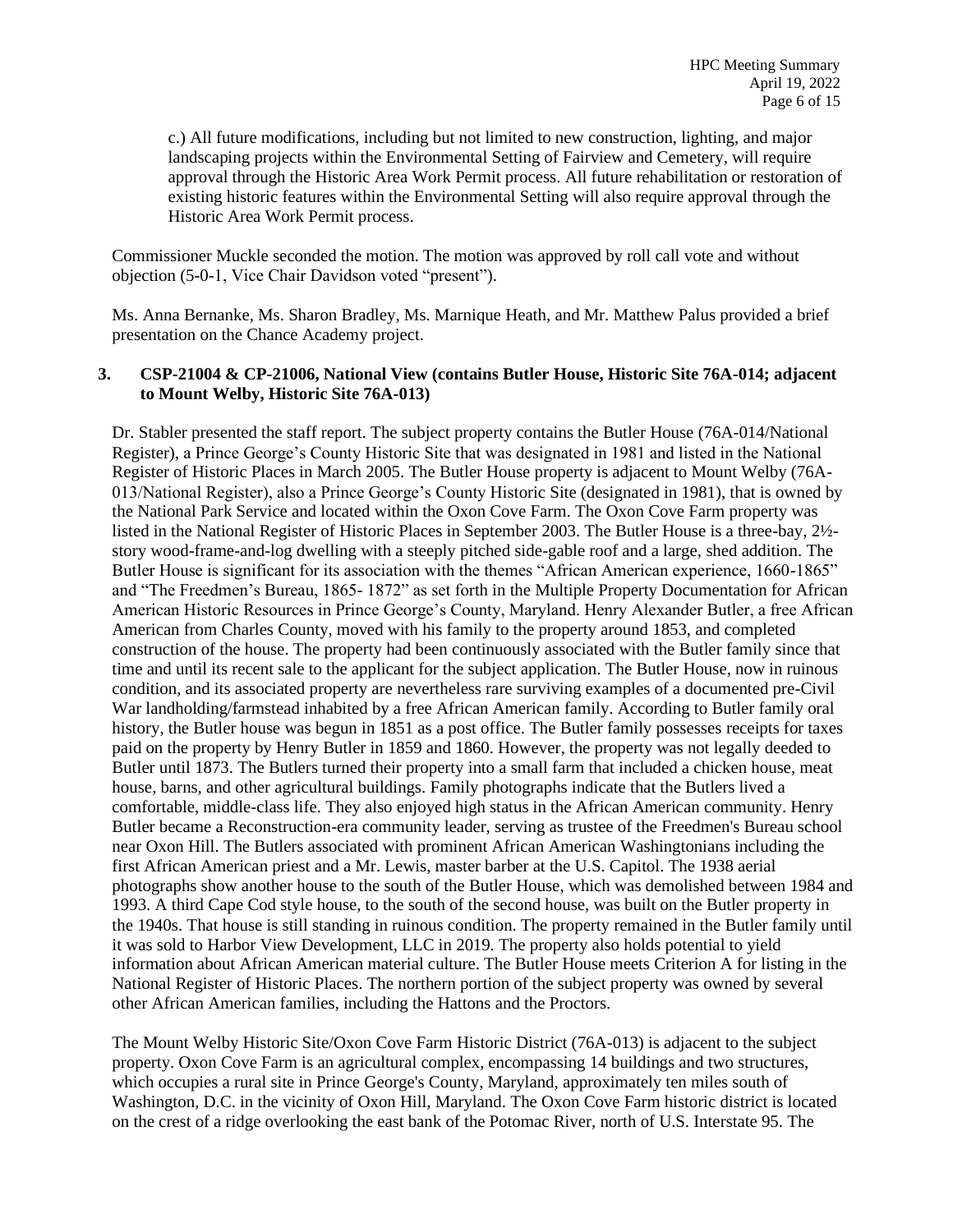c.) All future modifications, including but not limited to new construction, lighting, and major landscaping projects within the Environmental Setting of Fairview and Cemetery, will require approval through the Historic Area Work Permit process. All future rehabilitation or restoration of existing historic features within the Environmental Setting will also require approval through the Historic Area Work Permit process.

Commissioner Muckle seconded the motion. The motion was approved by roll call vote and without objection (5-0-1, Vice Chair Davidson voted "present").

Ms. Anna Bernanke, Ms. Sharon Bradley, Ms. Marnique Heath, and Mr. Matthew Palus provided a brief presentation on the Chance Academy project.

**3. CSP-21004 & CP-21006, National View (contains Butler House, Historic Site 76A-014; adjacent to Mount Welby, Historic Site 76A-013)**

Dr. Stabler presented the staff report. The subject property contains the Butler House (76A-014/National Register), a Prince George's County Historic Site that was designated in 1981 and listed in the National Register of Historic Places in March 2005. The Butler House property is adjacent to Mount Welby (76A-013/National Register), also a Prince George's County Historic Site (designated in 1981), that is owned by the National Park Service and located within the Oxon Cove Farm. The Oxon Cove Farm property was listed in the National Register of Historic Places in September 2003. The Butler House is a three-bay, 2½-story wood-frame-and-log dwelling with a steeply pitched side-gable roof and a large, shed addition. The Butler House is significant for its association with the themes "African American experience, 1660-1865" and "The Freedmen's Bureau, 1865- 1872" as set forth in the Multiple Property Documentation for African American Historic Resources in Prince George's County, Maryland. Henry Alexander Butler, a free African American from Charles County, moved with his family to the property around 1853, and completed construction of the house. The property had been continuously associated with the Butler family since that time and until its recent sale to the applicant for the subject application. The Butler House, now in ruinous condition, and its associated property are nevertheless rare surviving examples of a documented pre-Civil War landholding/farmstead inhabited by a free African American family. According to Butler family oral history, the Butler house was begun in 1851 as a post office. The Butler family possesses receipts for taxes paid on the property by Henry Butler in 1859 and 1860. However, the property was not legally deeded to Butler until 1873. The Butlers turned their property into a small farm that included a chicken house, meat house, barns, and other agricultural buildings. Family photographs indicate that the Butlers lived a comfortable, middle-class life. They also enjoyed high status in the African American community. Henry Butler became a Reconstruction-era community leader, serving as trustee of the Freedmen's Bureau school near Oxon Hill. The Butlers associated with prominent African American Washingtonians including the first African American priest and a Mr. Lewis, master barber at the U.S. Capitol. The 1938 aerial photographs show another house to the south of the Butler House, which was demolished between 1984 and 1993. A third Cape Cod style house, to the south of the second house, was built on the Butler property in the 1940s. That house is still standing in ruinous condition. The property remained in the Butler family until it was sold to Harbor View Development, LLC in 2019. The property also holds potential to yield information about African American material culture. The Butler House meets Criterion A for listing in the National Register of Historic Places. The northern portion of the subject property was owned by several other African American families, including the Hattons and the Proctors.

The Mount Welby Historic Site/Oxon Cove Farm Historic District (76A-013) is adjacent to the subject property. Oxon Cove Farm is an agricultural complex, encompassing 14 buildings and two structures, which occupies a rural site in Prince George's County, Maryland, approximately ten miles south of Washington, D.C. in the vicinity of Oxon Hill, Maryland. The Oxon Cove Farm historic district is located on the crest of a ridge overlooking the east bank of the Potomac River, north of U.S. Interstate 95. The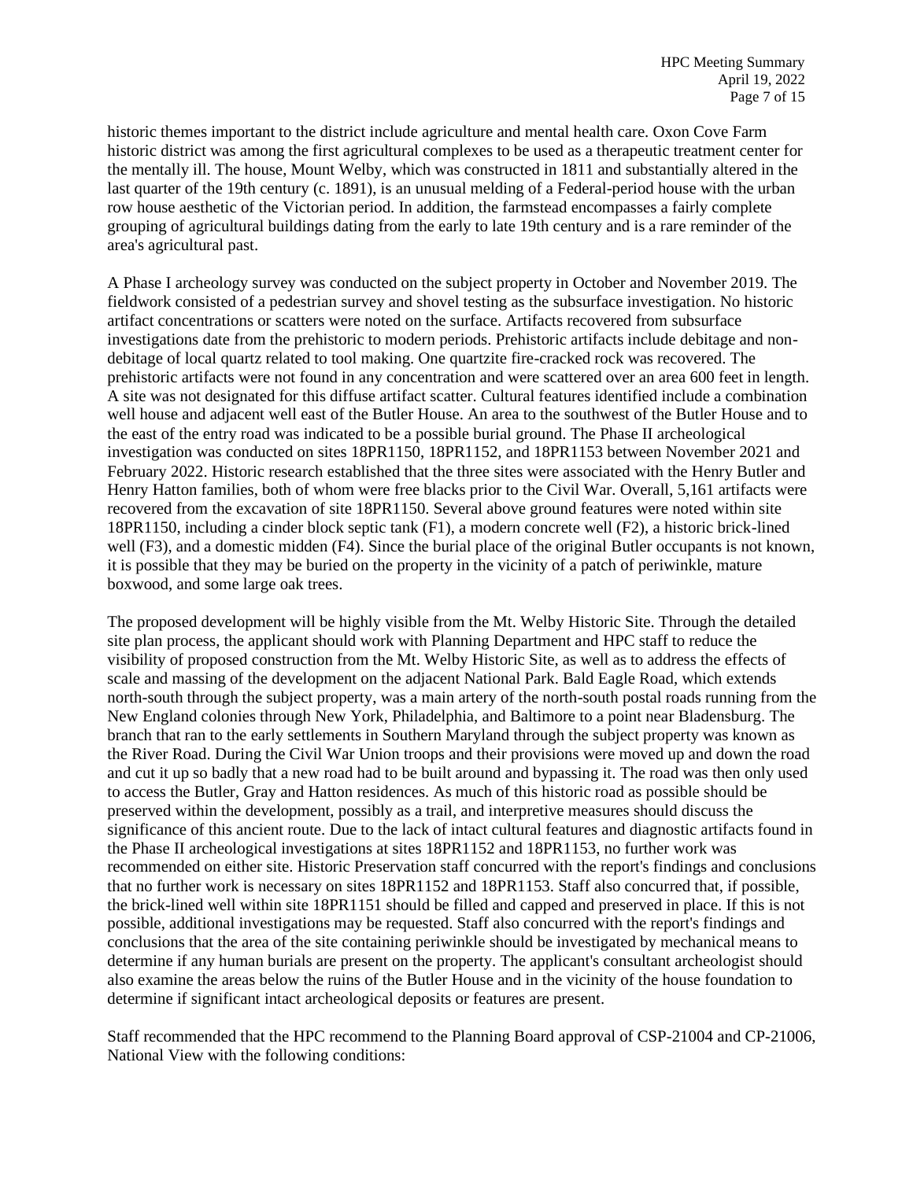historic themes important to the district include agriculture and mental health care. Oxon Cove Farm historic district was among the first agricultural complexes to be used as a therapeutic treatment center for the mentally ill. The house, Mount Welby, which was constructed in 1811 and substantially altered in the last quarter of the 19th century (c. 1891), is an unusual melding of a Federal-period house with the urban row house aesthetic of the Victorian period. In addition, the farmstead encompasses a fairly complete grouping of agricultural buildings dating from the early to late 19th century and is a rare reminder of the area's agricultural past.

A Phase I archeology survey was conducted on the subject property in October and November 2019. The fieldwork consisted of a pedestrian survey and shovel testing as the subsurface investigation. No historic artifact concentrations or scatters were noted on the surface. Artifacts recovered from subsurface investigations date from the prehistoric to modern periods. Prehistoric artifacts include debitage and non-debitage of local quartz related to tool making. One quartzite fire-cracked rock was recovered. The prehistoric artifacts were not found in any concentration and were scattered over an area 600 feet in length. A site was not designated for this diffuse artifact scatter. Cultural features identified include a combination well house and adjacent well east of the Butler House. An area to the southwest of the Butler House and to the east of the entry road was indicated to be a possible burial ground. The Phase II archeological investigation was conducted on sites 18PR1150, 18PR1152, and 18PR1153 between November 2021 and February 2022. Historic research established that the three sites were associated with the Henry Butler and Henry Hatton families, both of whom were free blacks prior to the Civil War. Overall, 5,161 artifacts were recovered from the excavation of site 18PR1150. Several above ground features were noted within site 18PR1150, including a cinder block septic tank (F1), a modern concrete well (F2), a historic brick-lined well (F3), and a domestic midden (F4). Since the burial place of the original Butler occupants is not known, it is possible that they may be buried on the property in the vicinity of a patch of periwinkle, mature boxwood, and some large oak trees.

The proposed development will be highly visible from the Mt. Welby Historic Site. Through the detailed site plan process, the applicant should work with Planning Department and HPC staff to reduce the visibility of proposed construction from the Mt. Welby Historic Site, as well as to address the effects of scale and massing of the development on the adjacent National Park. Bald Eagle Road, which extends north-south through the subject property, was a main artery of the north-south postal roads running from the New England colonies through New York, Philadelphia, and Baltimore to a point near Bladensburg. The branch that ran to the early settlements in Southern Maryland through the subject property was known as the River Road. During the Civil War Union troops and their provisions were moved up and down the road and cut it up so badly that a new road had to be built around and bypassing it. The road was then only used to access the Butler, Gray and Hatton residences. As much of this historic road as possible should be preserved within the development, possibly as a trail, and interpretive measures should discuss the significance of this ancient route. Due to the lack of intact cultural features and diagnostic artifacts found in the Phase II archeological investigations at sites 18PR1152 and 18PR1153, no further work was recommended on either site. Historic Preservation staff concurred with the report's findings and conclusions that no further work is necessary on sites 18PR1152 and 18PR1153. Staff also concurred that, if possible, the brick-lined well within site 18PR1151 should be filled and capped and preserved in place. If this is not possible, additional investigations may be requested. Staff also concurred with the report's findings and conclusions that the area of the site containing periwinkle should be investigated by mechanical means to determine if any human burials are present on the property. The applicant's consultant archeologist should also examine the areas below the ruins of the Butler House and in the vicinity of the house foundation to determine if significant intact archeological deposits or features are present.

Staff recommended that the HPC recommend to the Planning Board approval of CSP-21004 and CP-21006, National View with the following conditions: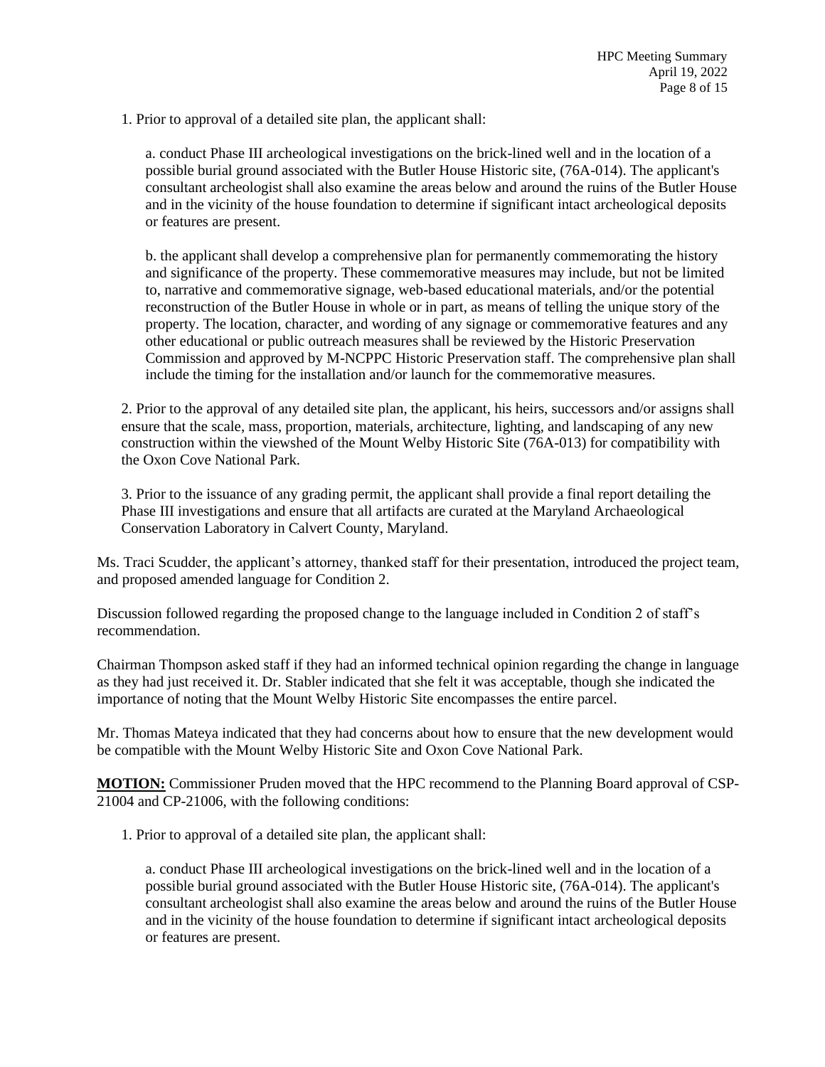1. Prior to approval of a detailed site plan, the applicant shall:

   a. conduct Phase III archeological investigations on the brick-lined well and in the location of a possible burial ground associated with the Butler House Historic site, (76A-014). The applicant's consultant archeologist shall also examine the areas below and around the ruins of the Butler House and in the vicinity of the house foundation to determine if significant intact archeological deposits or features are present.

   b. the applicant shall develop a comprehensive plan for permanently commemorating the history and significance of the property. These commemorative measures may include, but not be limited to, narrative and commemorative signage, web-based educational materials, and/or the potential reconstruction of the Butler House in whole or in part, as means of telling the unique story of the property. The location, character, and wording of any signage or commemorative features and any other educational or public outreach measures shall be reviewed by the Historic Preservation Commission and approved by M-NCPPC Historic Preservation staff. The comprehensive plan shall include the timing for the installation and/or launch for the commemorative measures.

2. Prior to the approval of any detailed site plan, the applicant, his heirs, successors and/or assigns shall ensure that the scale, mass, proportion, materials, architecture, lighting, and landscaping of any new construction within the viewshed of the Mount Welby Historic Site (76A-013) for compatibility with the Oxon Cove National Park.

3. Prior to the issuance of any grading permit, the applicant shall provide a final report detailing the Phase III investigations and ensure that all artifacts are curated at the Maryland Archaeological Conservation Laboratory in Calvert County, Maryland.

Ms. Traci Scudder, the applicant's attorney, thanked staff for their presentation, introduced the project team, and proposed amended language for Condition 2.

Discussion followed regarding the proposed change to the language included in Condition 2 of staff's recommendation.

Chairman Thompson asked staff if they had an informed technical opinion regarding the change in language as they had just received it. Dr. Stabler indicated that she felt it was acceptable, though she indicated the importance of noting that the Mount Welby Historic Site encompasses the entire parcel.

Mr. Thomas Mateya indicated that they had concerns about how to ensure that the new development would be compatible with the Mount Welby Historic Site and Oxon Cove National Park.

**MOTION:** Commissioner Pruden moved that the HPC recommend to the Planning Board approval of CSP-21004 and CP-21006, with the following conditions:

1. Prior to approval of a detailed site plan, the applicant shall:

   a. conduct Phase III archeological investigations on the brick-lined well and in the location of a possible burial ground associated with the Butler House Historic site, (76A-014). The applicant's consultant archeologist shall also examine the areas below and around the ruins of the Butler House and in the vicinity of the house foundation to determine if significant intact archeological deposits or features are present.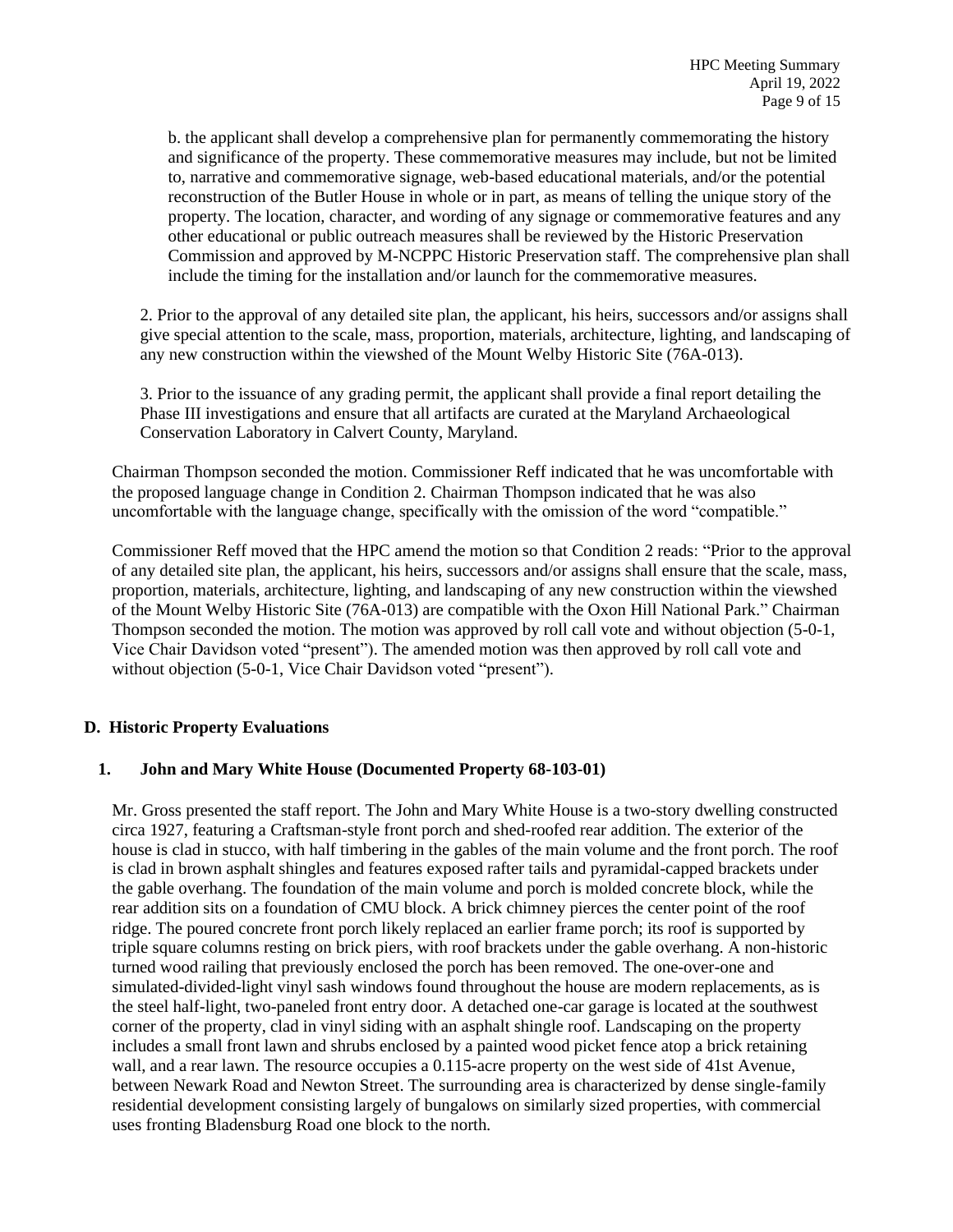b. the applicant shall develop a comprehensive plan for permanently commemorating the history and significance of the property. These commemorative measures may include, but not be limited to, narrative and commemorative signage, web-based educational materials, and/or the potential reconstruction of the Butler House in whole or in part, as means of telling the unique story of the property. The location, character, and wording of any signage or commemorative features and any other educational or public outreach measures shall be reviewed by the Historic Preservation Commission and approved by M-NCPPC Historic Preservation staff. The comprehensive plan shall include the timing for the installation and/or launch for the commemorative measures.

2. Prior to the approval of any detailed site plan, the applicant, his heirs, successors and/or assigns shall give special attention to the scale, mass, proportion, materials, architecture, lighting, and landscaping of any new construction within the viewshed of the Mount Welby Historic Site (76A-013).

3. Prior to the issuance of any grading permit, the applicant shall provide a final report detailing the Phase III investigations and ensure that all artifacts are curated at the Maryland Archaeological Conservation Laboratory in Calvert County, Maryland.

Chairman Thompson seconded the motion. Commissioner Reff indicated that he was uncomfortable with the proposed language change in Condition 2. Chairman Thompson indicated that he was also uncomfortable with the language change, specifically with the omission of the word "compatible."

Commissioner Reff moved that the HPC amend the motion so that Condition 2 reads: "Prior to the approval of any detailed site plan, the applicant, his heirs, successors and/or assigns shall ensure that the scale, mass, proportion, materials, architecture, lighting, and landscaping of any new construction within the viewshed of the Mount Welby Historic Site (76A-013) are compatible with the Oxon Hill National Park." Chairman Thompson seconded the motion. The motion was approved by roll call vote and without objection (5-0-1, Vice Chair Davidson voted "present"). The amended motion was then approved by roll call vote and without objection (5-0-1, Vice Chair Davidson voted "present").

## D. Historic Property Evaluations

### 1. John and Mary White House (Documented Property 68-103-01)

Mr. Gross presented the staff report. The John and Mary White House is a two-story dwelling constructed circa 1927, featuring a Craftsman-style front porch and shed-roofed rear addition. The exterior of the house is clad in stucco, with half timbering in the gables of the main volume and the front porch. The roof is clad in brown asphalt shingles and features exposed rafter tails and pyramidal-capped brackets under the gable overhang. The foundation of the main volume and porch is molded concrete block, while the rear addition sits on a foundation of CMU block. A brick chimney pierces the center point of the roof ridge. The poured concrete front porch likely replaced an earlier frame porch; its roof is supported by triple square columns resting on brick piers, with roof brackets under the gable overhang. A non-historic turned wood railing that previously enclosed the porch has been removed. The one-over-one and simulated-divided-light vinyl sash windows found throughout the house are modern replacements, as is the steel half-light, two-paneled front entry door. A detached one-car garage is located at the southwest corner of the property, clad in vinyl siding with an asphalt shingle roof. Landscaping on the property includes a small front lawn and shrubs enclosed by a painted wood picket fence atop a brick retaining wall, and a rear lawn. The resource occupies a 0.115-acre property on the west side of 41st Avenue, between Newark Road and Newton Street. The surrounding area is characterized by dense single-family residential development consisting largely of bungalows on similarly sized properties, with commercial uses fronting Bladensburg Road one block to the north.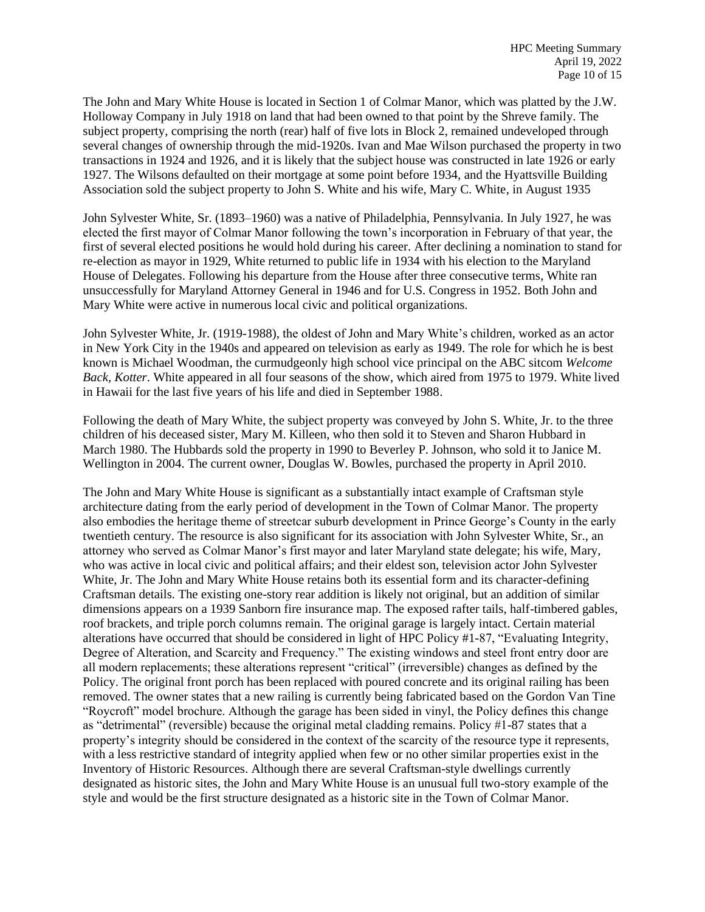The John and Mary White House is located in Section 1 of Colmar Manor, which was platted by the J.W. Holloway Company in July 1918 on land that had been owned to that point by the Shreve family. The subject property, comprising the north (rear) half of five lots in Block 2, remained undeveloped through several changes of ownership through the mid-1920s. Ivan and Mae Wilson purchased the property in two transactions in 1924 and 1926, and it is likely that the subject house was constructed in late 1926 or early 1927. The Wilsons defaulted on their mortgage at some point before 1934, and the Hyattsville Building Association sold the subject property to John S. White and his wife, Mary C. White, in August 1935

John Sylvester White, Sr. (1893–1960) was a native of Philadelphia, Pennsylvania. In July 1927, he was elected the first mayor of Colmar Manor following the town's incorporation in February of that year, the first of several elected positions he would hold during his career. After declining a nomination to stand for re-election as mayor in 1929, White returned to public life in 1934 with his election to the Maryland House of Delegates. Following his departure from the House after three consecutive terms, White ran unsuccessfully for Maryland Attorney General in 1946 and for U.S. Congress in 1952. Both John and Mary White were active in numerous local civic and political organizations.

John Sylvester White, Jr. (1919-1988), the oldest of John and Mary White's children, worked as an actor in New York City in the 1940s and appeared on television as early as 1949. The role for which he is best known is Michael Woodman, the curmudgeonly high school vice principal on the ABC sitcom *Welcome Back, Kotter*. White appeared in all four seasons of the show, which aired from 1975 to 1979. White lived in Hawaii for the last five years of his life and died in September 1988.

Following the death of Mary White, the subject property was conveyed by John S. White, Jr. to the three children of his deceased sister, Mary M. Killeen, who then sold it to Steven and Sharon Hubbard in March 1980. The Hubbards sold the property in 1990 to Beverley P. Johnson, who sold it to Janice M. Wellington in 2004. The current owner, Douglas W. Bowles, purchased the property in April 2010.

The John and Mary White House is significant as a substantially intact example of Craftsman style architecture dating from the early period of development in the Town of Colmar Manor. The property also embodies the heritage theme of streetcar suburb development in Prince George's County in the early twentieth century. The resource is also significant for its association with John Sylvester White, Sr., an attorney who served as Colmar Manor's first mayor and later Maryland state delegate; his wife, Mary, who was active in local civic and political affairs; and their eldest son, television actor John Sylvester White, Jr. The John and Mary White House retains both its essential form and its character-defining Craftsman details. The existing one-story rear addition is likely not original, but an addition of similar dimensions appears on a 1939 Sanborn fire insurance map. The exposed rafter tails, half-timbered gables, roof brackets, and triple porch columns remain. The original garage is largely intact. Certain material alterations have occurred that should be considered in light of HPC Policy #1-87, "Evaluating Integrity, Degree of Alteration, and Scarcity and Frequency." The existing windows and steel front entry door are all modern replacements; these alterations represent "critical" (irreversible) changes as defined by the Policy. The original front porch has been replaced with poured concrete and its original railing has been removed. The owner states that a new railing is currently being fabricated based on the Gordon Van Tine "Roycroft" model brochure. Although the garage has been sided in vinyl, the Policy defines this change as "detrimental" (reversible) because the original metal cladding remains. Policy #1-87 states that a property's integrity should be considered in the context of the scarcity of the resource type it represents, with a less restrictive standard of integrity applied when few or no other similar properties exist in the Inventory of Historic Resources. Although there are several Craftsman-style dwellings currently designated as historic sites, the John and Mary White House is an unusual full two-story example of the style and would be the first structure designated as a historic site in the Town of Colmar Manor.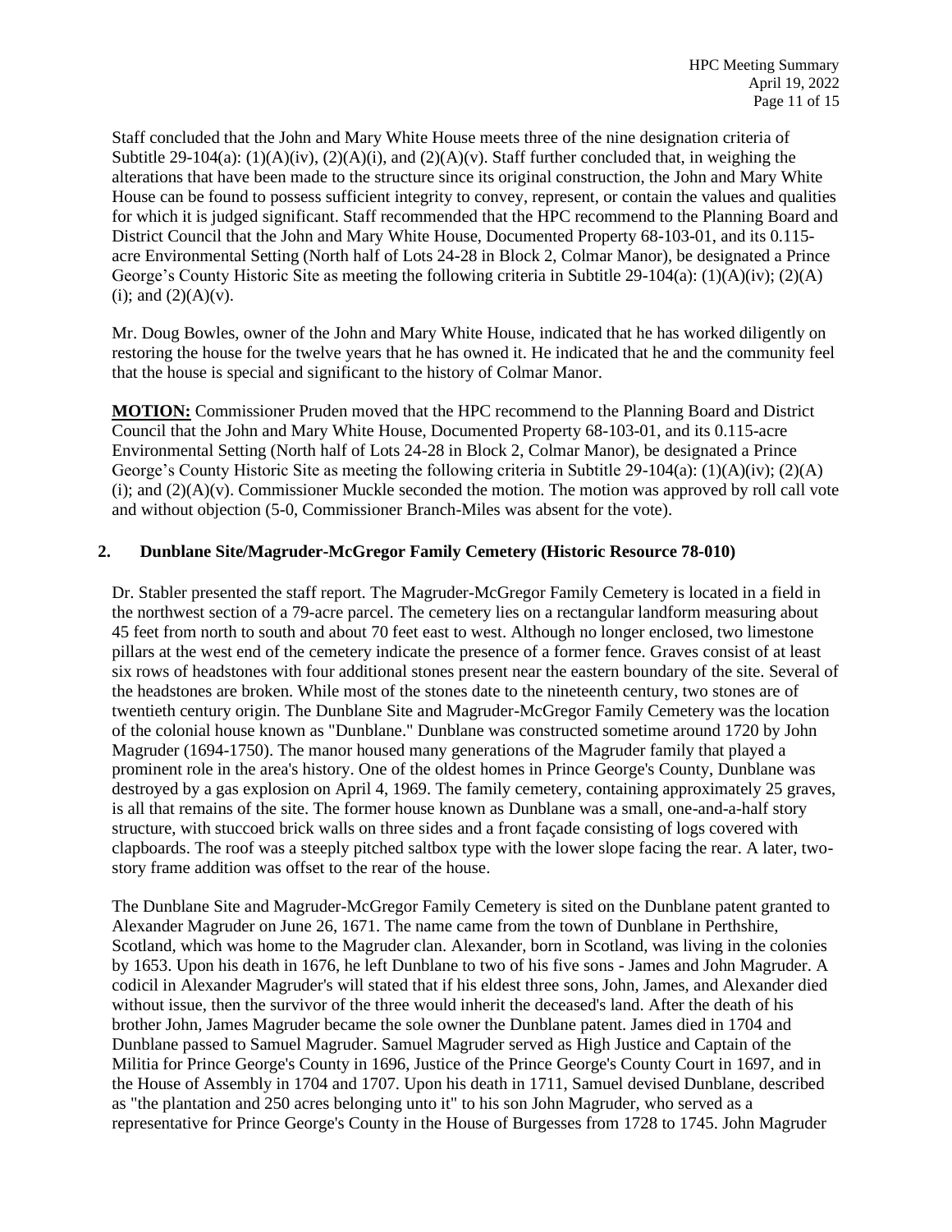Staff concluded that the John and Mary White House meets three of the nine designation criteria of Subtitle 29-104(a): (1)(A)(iv), (2)(A)(i), and (2)(A)(v). Staff further concluded that, in weighing the alterations that have been made to the structure since its original construction, the John and Mary White House can be found to possess sufficient integrity to convey, represent, or contain the values and qualities for which it is judged significant. Staff recommended that the HPC recommend to the Planning Board and District Council that the John and Mary White House, Documented Property 68-103-01, and its 0.115-acre Environmental Setting (North half of Lots 24-28 in Block 2, Colmar Manor), be designated a Prince George's County Historic Site as meeting the following criteria in Subtitle 29-104(a): (1)(A)(iv); (2)(A)(i); and (2)(A)(v).

Mr. Doug Bowles, owner of the John and Mary White House, indicated that he has worked diligently on restoring the house for the twelve years that he has owned it. He indicated that he and the community feel that the house is special and significant to the history of Colmar Manor.

**MOTION:** Commissioner Pruden moved that the HPC recommend to the Planning Board and District Council that the John and Mary White House, Documented Property 68-103-01, and its 0.115-acre Environmental Setting (North half of Lots 24-28 in Block 2, Colmar Manor), be designated a Prince George's County Historic Site as meeting the following criteria in Subtitle 29-104(a): (1)(A)(iv); (2)(A)(i); and (2)(A)(v). Commissioner Muckle seconded the motion. The motion was approved by roll call vote and without objection (5-0, Commissioner Branch-Miles was absent for the vote).

**2. Dunblane Site/Magruder-McGregor Family Cemetery (Historic Resource 78-010)**

Dr. Stabler presented the staff report. The Magruder-McGregor Family Cemetery is located in a field in the northwest section of a 79-acre parcel. The cemetery lies on a rectangular landform measuring about 45 feet from north to south and about 70 feet east to west. Although no longer enclosed, two limestone pillars at the west end of the cemetery indicate the presence of a former fence. Graves consist of at least six rows of headstones with four additional stones present near the eastern boundary of the site. Several of the headstones are broken. While most of the stones date to the nineteenth century, two stones are of twentieth century origin. The Dunblane Site and Magruder-McGregor Family Cemetery was the location of the colonial house known as "Dunblane." Dunblane was constructed sometime around 1720 by John Magruder (1694-1750). The manor housed many generations of the Magruder family that played a prominent role in the area's history. One of the oldest homes in Prince George's County, Dunblane was destroyed by a gas explosion on April 4, 1969. The family cemetery, containing approximately 25 graves, is all that remains of the site. The former house known as Dunblane was a small, one-and-a-half story structure, with stuccoed brick walls on three sides and a front façade consisting of logs covered with clapboards. The roof was a steeply pitched saltbox type with the lower slope facing the rear. A later, two-story frame addition was offset to the rear of the house.

The Dunblane Site and Magruder-McGregor Family Cemetery is sited on the Dunblane patent granted to Alexander Magruder on June 26, 1671. The name came from the town of Dunblane in Perthshire, Scotland, which was home to the Magruder clan. Alexander, born in Scotland, was living in the colonies by 1653. Upon his death in 1676, he left Dunblane to two of his five sons - James and John Magruder. A codicil in Alexander Magruder's will stated that if his eldest three sons, John, James, and Alexander died without issue, then the survivor of the three would inherit the deceased's land. After the death of his brother John, James Magruder became the sole owner the Dunblane patent. James died in 1704 and Dunblane passed to Samuel Magruder. Samuel Magruder served as High Justice and Captain of the Militia for Prince George's County in 1696, Justice of the Prince George's County Court in 1697, and in the House of Assembly in 1704 and 1707. Upon his death in 1711, Samuel devised Dunblane, described as "the plantation and 250 acres belonging unto it" to his son John Magruder, who served as a representative for Prince George's County in the House of Burgesses from 1728 to 1745. John Magruder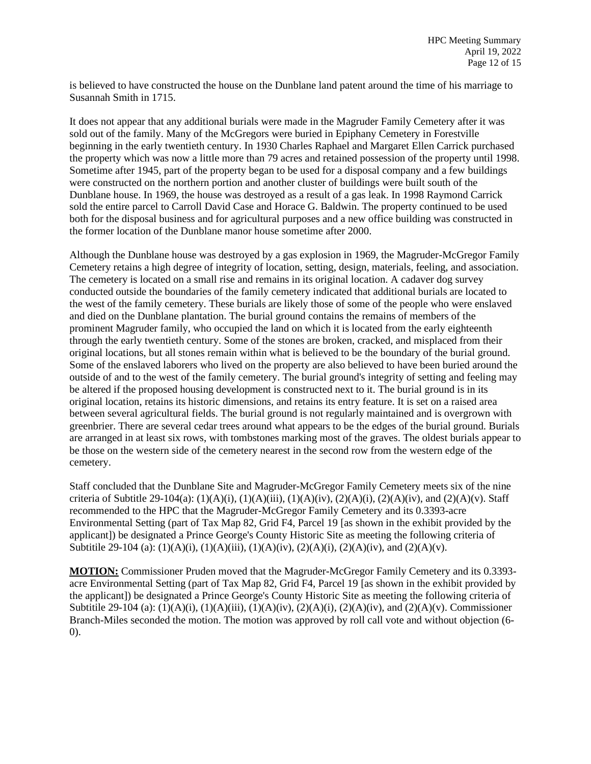is believed to have constructed the house on the Dunblane land patent around the time of his marriage to Susannah Smith in 1715.

It does not appear that any additional burials were made in the Magruder Family Cemetery after it was sold out of the family. Many of the McGregors were buried in Epiphany Cemetery in Forestville beginning in the early twentieth century. In 1930 Charles Raphael and Margaret Ellen Carrick purchased the property which was now a little more than 79 acres and retained possession of the property until 1998. Sometime after 1945, part of the property began to be used for a disposal company and a few buildings were constructed on the northern portion and another cluster of buildings were built south of the Dunblane house. In 1969, the house was destroyed as a result of a gas leak. In 1998 Raymond Carrick sold the entire parcel to Carroll David Case and Horace G. Baldwin. The property continued to be used both for the disposal business and for agricultural purposes and a new office building was constructed in the former location of the Dunblane manor house sometime after 2000.

Although the Dunblane house was destroyed by a gas explosion in 1969, the Magruder-McGregor Family Cemetery retains a high degree of integrity of location, setting, design, materials, feeling, and association. The cemetery is located on a small rise and remains in its original location. A cadaver dog survey conducted outside the boundaries of the family cemetery indicated that additional burials are located to the west of the family cemetery. These burials are likely those of some of the people who were enslaved and died on the Dunblane plantation. The burial ground contains the remains of members of the prominent Magruder family, who occupied the land on which it is located from the early eighteenth through the early twentieth century. Some of the stones are broken, cracked, and misplaced from their original locations, but all stones remain within what is believed to be the boundary of the burial ground. Some of the enslaved laborers who lived on the property are also believed to have been buried around the outside of and to the west of the family cemetery. The burial ground's integrity of setting and feeling may be altered if the proposed housing development is constructed next to it. The burial ground is in its original location, retains its historic dimensions, and retains its entry feature. It is set on a raised area between several agricultural fields. The burial ground is not regularly maintained and is overgrown with greenbrier. There are several cedar trees around what appears to be the edges of the burial ground. Burials are arranged in at least six rows, with tombstones marking most of the graves. The oldest burials appear to be those on the western side of the cemetery nearest in the second row from the western edge of the cemetery.

Staff concluded that the Dunblane Site and Magruder-McGregor Family Cemetery meets six of the nine criteria of Subtitle 29-104(a): (1)(A)(i), (1)(A)(iii), (1)(A)(iv), (2)(A)(i), (2)(A)(iv), and (2)(A)(v). Staff recommended to the HPC that the Magruder-McGregor Family Cemetery and its 0.3393-acre Environmental Setting (part of Tax Map 82, Grid F4, Parcel 19 [as shown in the exhibit provided by the applicant]) be designated a Prince George's County Historic Site as meeting the following criteria of Subtitile 29-104 (a): (1)(A)(i), (1)(A)(iii), (1)(A)(iv), (2)(A)(i), (2)(A)(iv), and (2)(A)(v).

**MOTION:** Commissioner Pruden moved that the Magruder-McGregor Family Cemetery and its 0.3393-acre Environmental Setting (part of Tax Map 82, Grid F4, Parcel 19 [as shown in the exhibit provided by the applicant]) be designated a Prince George's County Historic Site as meeting the following criteria of Subtitile 29-104 (a): (1)(A)(i), (1)(A)(iii), (1)(A)(iv), (2)(A)(i), (2)(A)(iv), and (2)(A)(v). Commissioner Branch-Miles seconded the motion. The motion was approved by roll call vote and without objection (6-0).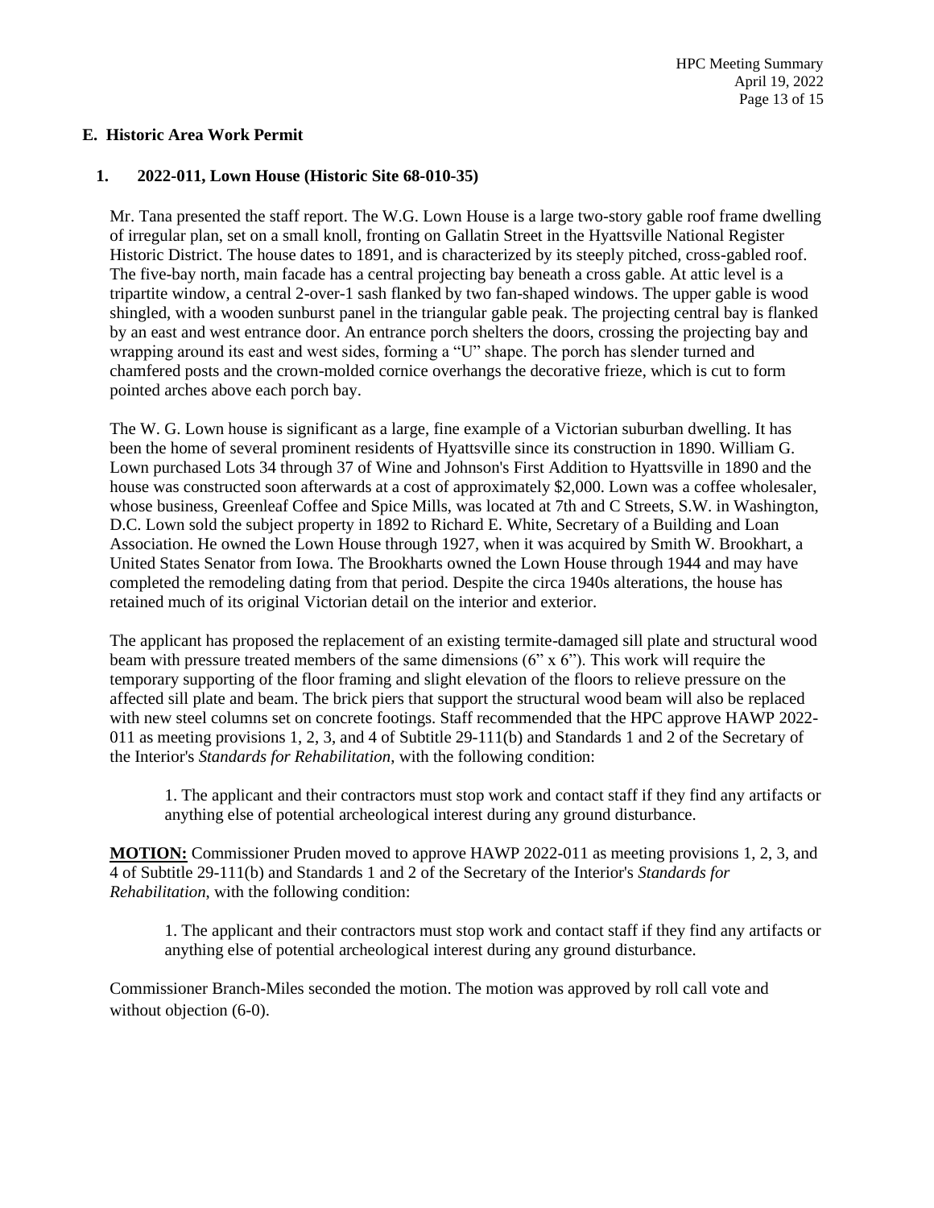## E. Historic Area Work Permit

### 1. 2022-011, Lown House (Historic Site 68-010-35)

Mr. Tana presented the staff report. The W.G. Lown House is a large two-story gable roof frame dwelling of irregular plan, set on a small knoll, fronting on Gallatin Street in the Hyattsville National Register Historic District. The house dates to 1891, and is characterized by its steeply pitched, cross-gabled roof. The five-bay north, main facade has a central projecting bay beneath a cross gable. At attic level is a tripartite window, a central 2-over-1 sash flanked by two fan-shaped windows. The upper gable is wood shingled, with a wooden sunburst panel in the triangular gable peak. The projecting central bay is flanked by an east and west entrance door. An entrance porch shelters the doors, crossing the projecting bay and wrapping around its east and west sides, forming a "U" shape. The porch has slender turned and chamfered posts and the crown-molded cornice overhangs the decorative frieze, which is cut to form pointed arches above each porch bay.

The W. G. Lown house is significant as a large, fine example of a Victorian suburban dwelling. It has been the home of several prominent residents of Hyattsville since its construction in 1890. William G. Lown purchased Lots 34 through 37 of Wine and Johnson's First Addition to Hyattsville in 1890 and the house was constructed soon afterwards at a cost of approximately $2,000. Lown was a coffee wholesaler, whose business, Greenleaf Coffee and Spice Mills, was located at 7th and C Streets, S.W. in Washington, D.C. Lown sold the subject property in 1892 to Richard E. White, Secretary of a Building and Loan Association. He owned the Lown House through 1927, when it was acquired by Smith W. Brookhart, a United States Senator from Iowa. The Brookharts owned the Lown House through 1944 and may have completed the remodeling dating from that period. Despite the circa 1940s alterations, the house has retained much of its original Victorian detail on the interior and exterior.

The applicant has proposed the replacement of an existing termite-damaged sill plate and structural wood beam with pressure treated members of the same dimensions (6" x 6"). This work will require the temporary supporting of the floor framing and slight elevation of the floors to relieve pressure on the affected sill plate and beam. The brick piers that support the structural wood beam will also be replaced with new steel columns set on concrete footings. Staff recommended that the HPC approve HAWP 2022-011 as meeting provisions 1, 2, 3, and 4 of Subtitle 29-111(b) and Standards 1 and 2 of the Secretary of the Interior's *Standards for Rehabilitation*, with the following condition:

> 1. The applicant and their contractors must stop work and contact staff if they find any artifacts or anything else of potential archeological interest during any ground disturbance.

**MOTION:** Commissioner Pruden moved to approve HAWP 2022-011 as meeting provisions 1, 2, 3, and 4 of Subtitle 29-111(b) and Standards 1 and 2 of the Secretary of the Interior's *Standards for Rehabilitation*, with the following condition:

> 1. The applicant and their contractors must stop work and contact staff if they find any artifacts or anything else of potential archeological interest during any ground disturbance.

Commissioner Branch-Miles seconded the motion. The motion was approved by roll call vote and without objection (6-0).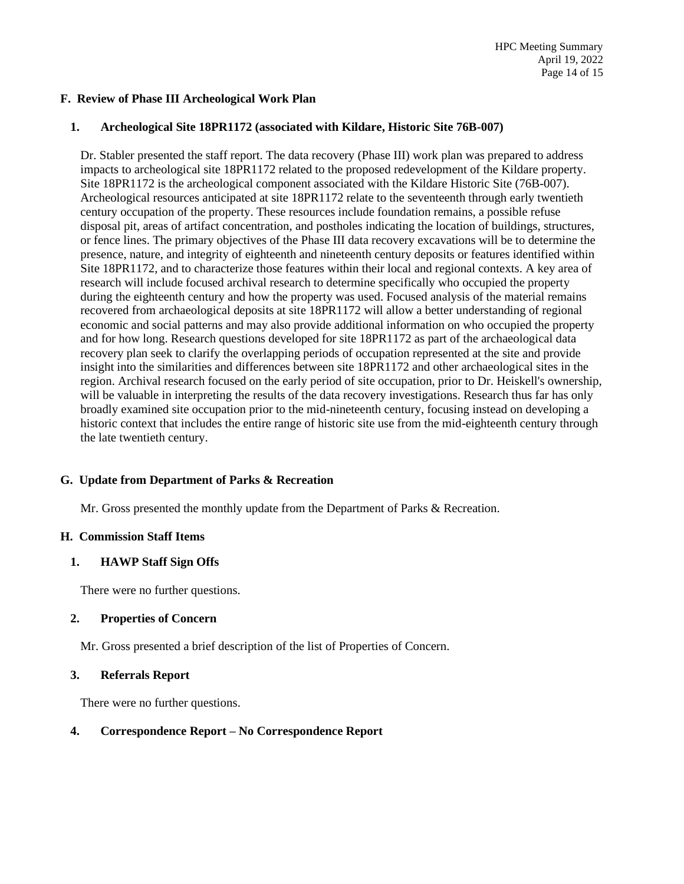## F. Review of Phase III Archeological Work Plan

### 1. Archeological Site 18PR1172 (associated with Kildare, Historic Site 76B-007)

Dr. Stabler presented the staff report. The data recovery (Phase III) work plan was prepared to address impacts to archeological site 18PR1172 related to the proposed redevelopment of the Kildare property. Site 18PR1172 is the archeological component associated with the Kildare Historic Site (76B-007). Archeological resources anticipated at site 18PR1172 relate to the seventeenth through early twentieth century occupation of the property. These resources include foundation remains, a possible refuse disposal pit, areas of artifact concentration, and postholes indicating the location of buildings, structures, or fence lines. The primary objectives of the Phase III data recovery excavations will be to determine the presence, nature, and integrity of eighteenth and nineteenth century deposits or features identified within Site 18PR1172, and to characterize those features within their local and regional contexts. A key area of research will include focused archival research to determine specifically who occupied the property during the eighteenth century and how the property was used. Focused analysis of the material remains recovered from archaeological deposits at site 18PR1172 will allow a better understanding of regional economic and social patterns and may also provide additional information on who occupied the property and for how long. Research questions developed for site 18PR1172 as part of the archaeological data recovery plan seek to clarify the overlapping periods of occupation represented at the site and provide insight into the similarities and differences between site 18PR1172 and other archaeological sites in the region. Archival research focused on the early period of site occupation, prior to Dr. Heiskell's ownership, will be valuable in interpreting the results of the data recovery investigations. Research thus far has only broadly examined site occupation prior to the mid-nineteenth century, focusing instead on developing a historic context that includes the entire range of historic site use from the mid-eighteenth century through the late twentieth century.

## G. Update from Department of Parks & Recreation

Mr. Gross presented the monthly update from the Department of Parks & Recreation.

## H. Commission Staff Items

### 1. HAWP Staff Sign Offs

There were no further questions.

### 2. Properties of Concern

Mr. Gross presented a brief description of the list of Properties of Concern.

### 3. Referrals Report

There were no further questions.

### 4. Correspondence Report – No Correspondence Report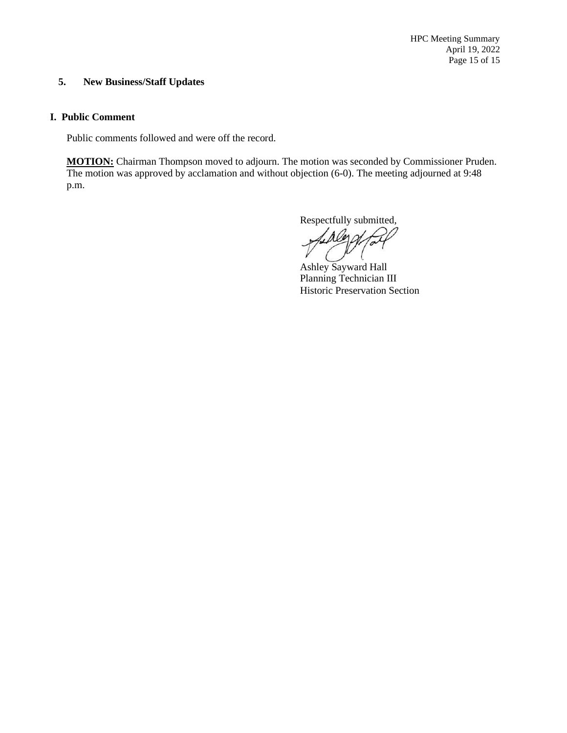### 5. New Business/Staff Updates

## I. Public Comment

Public comments followed and were off the record.

**MOTION:** Chairman Thompson moved to adjourn. The motion was seconded by Commissioner Pruden. The motion was approved by acclamation and without objection (6-0). The meeting adjourned at 9:48 p.m.

Respectfully submitted,

Ashley Sayward Hall
Planning Technician III
Historic Preservation Section